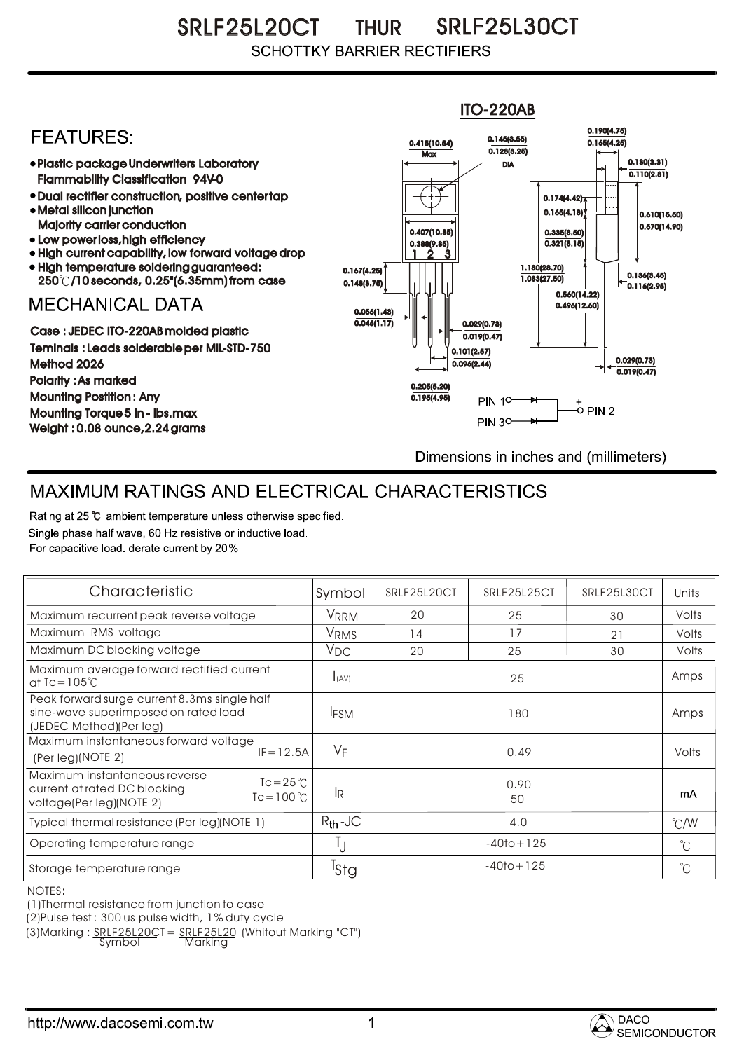# SRLF25L20CT THUR SRLF25L30CT

SCHOTTKY BARRIER RECTIFIERS

## FEATURES:

- Plastic package Underwriters Laboratory Flammability Classification 94V-0
- Dual rectifier construction, positive center tap
- Metal silicon junction Majority carrier conduction
- Low power loss, high efficiency
- High current capability, low forward voltage drop
- High temperature soldering guaranteed: 250℃/10 seconds, 0.25"(6.35mm) from case

## MECHANICAL DATA

Case : JEDEC ITO-220AB molded plastic

Teminals : Leads solderable per MIL-STD-750 Method 2026

Polarity : As marked

Mounting Postition : Any

Mounting Torque 5 in - lbs.max

Weight : 0.08 ounce, 2.24 grams

ITO-220AB

0.415(10.54) Max; 0.145(3.55) 0.128(3.25) DIA; 0.190(4.75) 0.165(4.25); 0.130(3.31) 0.110(2.81); 0.174(4.42) 0.165(4.18); 0.610(15.50) 0.570(14.90); 0.407(10.35) 0.388(9.85); 0.335(8.50) 0.321(8.15); 1.130(28.70) 1.083(27.50); 0.167(4.25) 0.148(3.75); 0.136(3.45) 0.116(2.95); 0.560(14.22) 0.496(12.60); 0.056(1.43) 0.046(1.17); 0.029(0.73) 0.019(0.47); 0.101(2.57) 0.096(2.44); 0.029(0.73) 0.019(0.47); 0.205(5.20) 0.195(4.95)

PIN 1, PIN 3, + PIN 2

Dimensions in inches and (millimeters)

## MAXIMUM RATINGS AND ELECTRICAL CHARACTERISTICS

Rating at 25 ℃ ambient temperature unless otherwise specified.
Single phase half wave, 60 Hz resistive or inductive load.
For capacitive load. derate current by 20%.

| Characteristic | Symbol | SRLF25L20CT | SRLF25L25CT | SRLF25L30CT | Units |
|---|---|---|---|---|---|
| Maximum recurrent peak reverse voltage | $V_{RRM}$ | 20 | 25 | 30 | Volts |
| Maximum RMS voltage | $V_{RMS}$ | 14 | 17 | 21 | Volts |
| Maximum DC blocking voltage | $V_{DC}$ | 20 | 25 | 30 | Volts |
| Maximum average forward rectified current at Tc=105℃ | $I_{(AV)}$ | | 25 | | Amps |
| Peak forward surge current 8.3ms single half sine-wave superimposed on rated load (JEDEC Method)(Per leg) | $I_{FSM}$ | | 180 | | Amps |
| Maximum instantaneous forward voltage (Per leg)(NOTE 2) IF=12.5A | $V_F$ | | 0.49 | | Volts |
| Maximum instantaneous reverse current at rated DC blocking voltage(Per leg)(NOTE 2) Tc=25℃ / Tc=100℃ | $I_R$ | | 0.90<br>50 | | mA |
| Typical thermal resistance (Per leg)(NOTE 1) | $R_{th}$-JC | | 4.0 | | ℃/W |
| Operating temperature range | $T_J$ | | -40to+125 | | ℃ |
| Storage temperature range | $T_{Stg}$ | | -40to+125 | | ℃ |

NOTES:

(1)Thermal resistance from junction to case

(2)Pulse test : 300 us pulse width, 1% duty cycle

(3)Marking : SRLF25L20CT = SRLF25L20 (Whitout Marking "CT")
Symbol Marking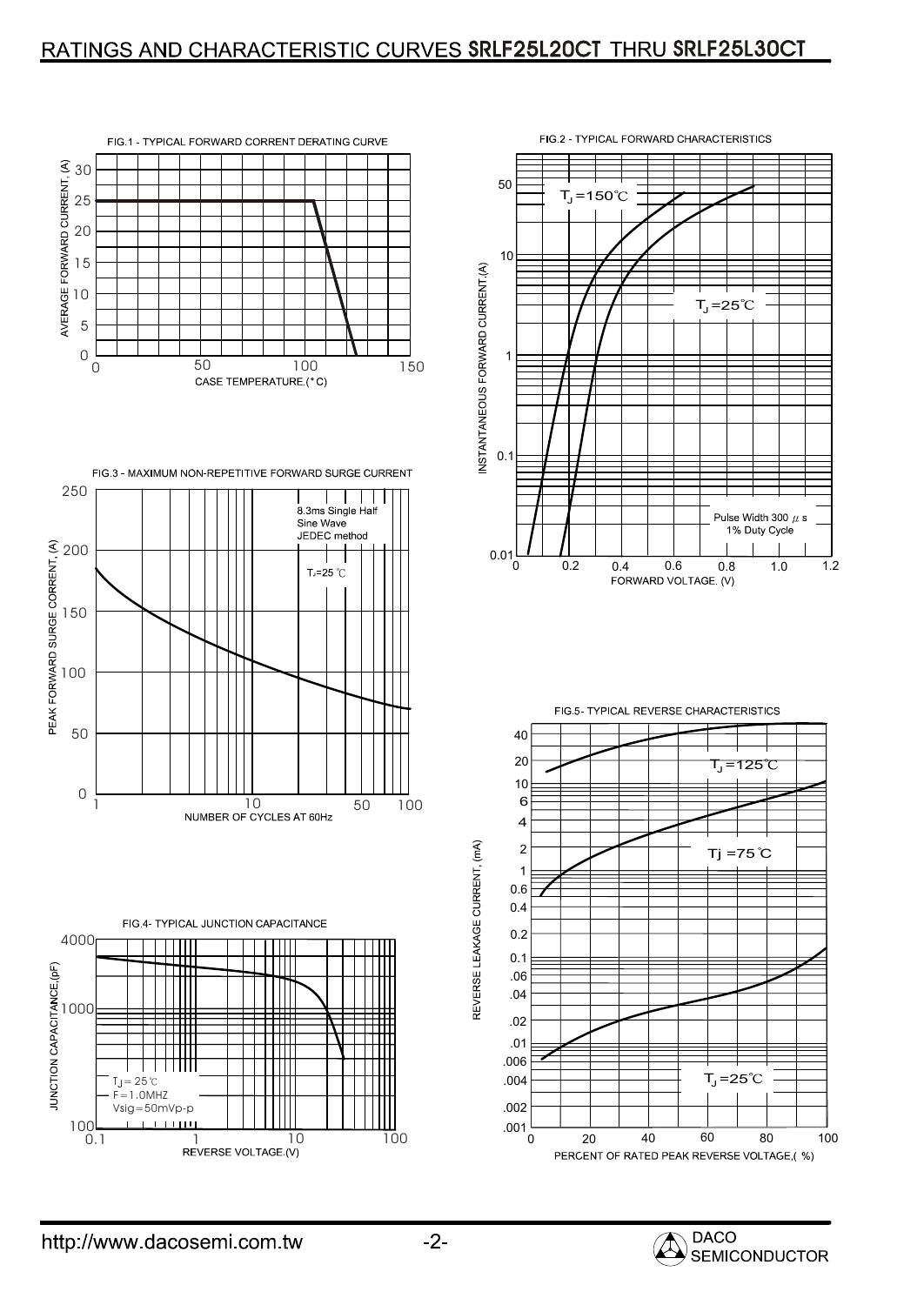# RATINGS AND CHARACTERISTIC CURVES SRLF25L20CT THRU SRLF25L30CT

FIG.1 - TYPICAL FORWARD CORRENT DERATING CURVE

AVERAGE FORWARD CURRENT, (A)

30
25
20
15
10
5
0

0
50
100
150

CASE TEMPERATURE.(°C)

FIG.2 - TYPICAL FORWARD CHARACTERISTICS

INSTANTANEOUS FORWARD CURRENT,(A)

50
10
1
0.1
0.01

$T_J$=150℃

$T_J$=25℃

Pulse Width 300 μ s
1% Duty Cycle

0
0.2
0.4
0.6
0.8
1.0
1.2

FORWARD VOLTAGE. (V)

FIG.3 - MAXIMUM NON-REPETITIVE FORWARD SURGE CURRENT

PEAK FORWARD SURGE CORRENT, (A)

250
200
150
100
50
0

8.3ms Single Half
Sine Wave
JEDEC method

$T_J$=25 ℃

1
10
50
100

NUMBER OF CYCLES AT 60Hz

FIG.4- TYPICAL JUNCTION CAPACITANCE

JUNCTION CAPACITANCE,(pF)

4000
1000
100

$T_J$= 25 ℃
F=1.0MHZ
Vsig=50mVp-p

0.1
1
10
100

REVERSE VOLTAGE.(V)

FIG.5- TYPICAL REVERSE CHARACTERISTICS

REVERSE LEAKAGE CURRENT, (mA)

40
20
10
6
4
2
1
0.6
0.4
0.2
0.1
.06
.04
.02
.01
.006
.004
.002
.001

$T_J$=125℃

Tj =75℃

$T_J$=25℃

0
20
40
60
80
100

PERCENT OF RATED PEAK REVERSE VOLTAGE,( %)